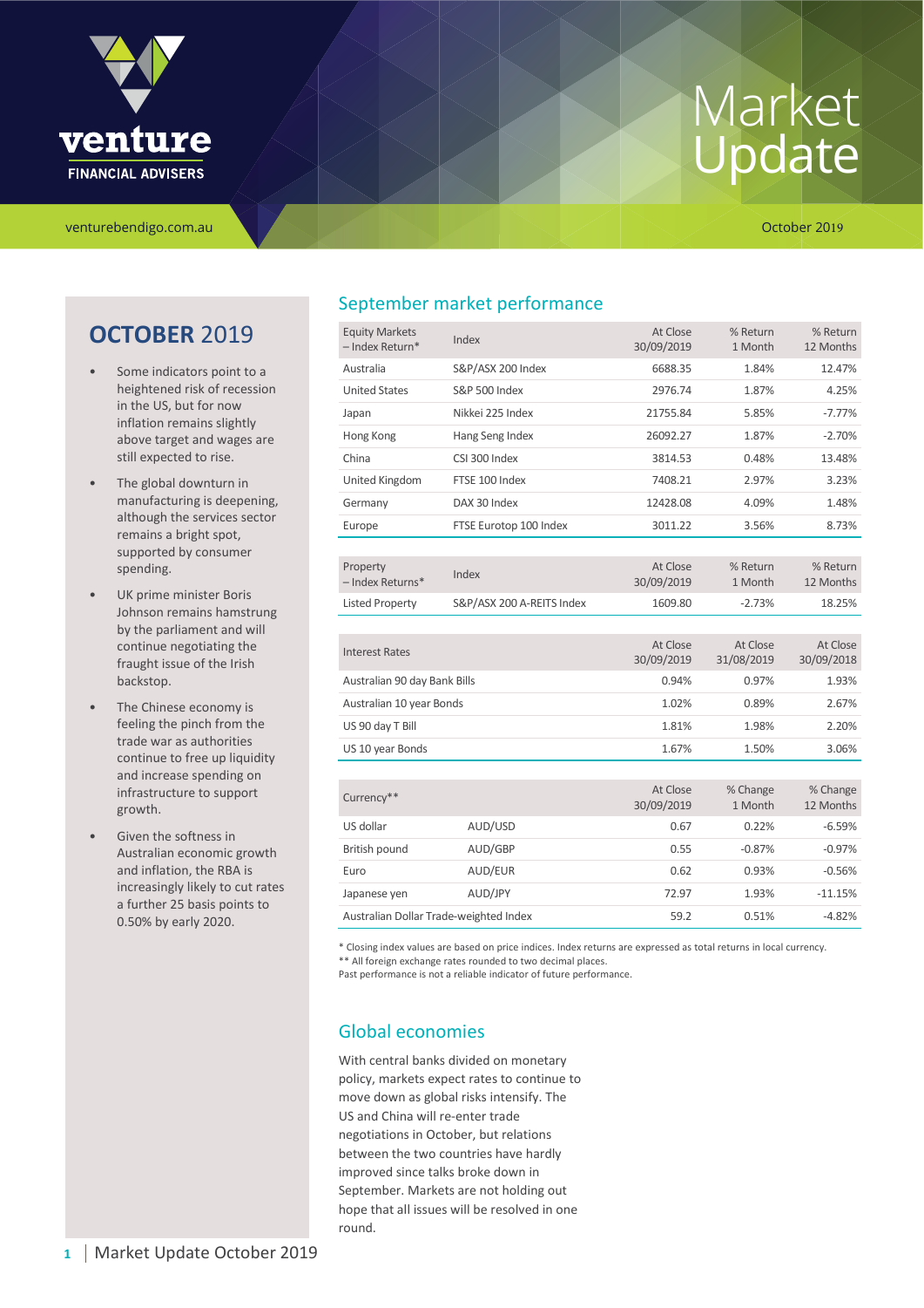venture FINANCIAL ADVISERS

venturebendigo.com.au

# Market Update

October 2019

## OCTOBER 2019

- Some indicators point to a heightened risk of recession in the US, but for now inflation remains slightly above target and wages are still expected to rise.
- The global downturn in manufacturing is deepening, although the services sector remains a bright spot, supported by consumer spending.
- UK prime minister Boris Johnson remains hamstrung by the parliament and will continue negotiating the fraught issue of the Irish backstop.
- The Chinese economy is feeling the pinch from the trade war as authorities continue to free up liquidity and increase spending on infrastructure to support growth.
- Given the softness in Australian economic growth and inflation, the RBA is increasingly likely to cut rates a further 25 basis points to 0.50% by early 2020.

## September market performance

| Equity Markets – Index Return* | Index | At Close 30/09/2019 | % Return 1 Month | % Return 12 Months |
|---|---|---|---|---|
| Australia | S&P/ASX 200 Index | 6688.35 | 1.84% | 12.47% |
| United States | S&P 500 Index | 2976.74 | 1.87% | 4.25% |
| Japan | Nikkei 225 Index | 21755.84 | 5.85% | -7.77% |
| Hong Kong | Hang Seng Index | 26092.27 | 1.87% | -2.70% |
| China | CSI 300 Index | 3814.53 | 0.48% | 13.48% |
| United Kingdom | FTSE 100 Index | 7408.21 | 2.97% | 3.23% |
| Germany | DAX 30 Index | 12428.08 | 4.09% | 1.48% |
| Europe | FTSE Eurotop 100 Index | 3011.22 | 3.56% | 8.73% |

| Property – Index Returns* | Index | At Close 30/09/2019 | % Return 1 Month | % Return 12 Months |
|---|---|---|---|---|
| Listed Property | S&P/ASX 200 A-REITS Index | 1609.80 | -2.73% | 18.25% |

| Interest Rates | At Close 30/09/2019 | At Close 31/08/2019 | At Close 30/09/2018 |
|---|---|---|---|
| Australian 90 day Bank Bills | 0.94% | 0.97% | 1.93% |
| Australian 10 year Bonds | 1.02% | 0.89% | 2.67% |
| US 90 day T Bill | 1.81% | 1.98% | 2.20% |
| US 10 year Bonds | 1.67% | 1.50% | 3.06% |

| Currency** | | At Close 30/09/2019 | % Change 1 Month | % Change 12 Months |
|---|---|---|---|---|
| US dollar | AUD/USD | 0.67 | 0.22% | -6.59% |
| British pound | AUD/GBP | 0.55 | -0.87% | -0.97% |
| Euro | AUD/EUR | 0.62 | 0.93% | -0.56% |
| Japanese yen | AUD/JPY | 72.97 | 1.93% | -11.15% |
| Australian Dollar Trade-weighted Index | | 59.2 | 0.51% | -4.82% |

* Closing index values are based on price indices. Index returns are expressed as total returns in local currency.
** All foreign exchange rates rounded to two decimal places.
Past performance is not a reliable indicator of future performance.

## Global economies

With central banks divided on monetary policy, markets expect rates to continue to move down as global risks intensify. The US and China will re-enter trade negotiations in October, but relations between the two countries have hardly improved since talks broke down in September. Markets are not holding out hope that all issues will be resolved in one round.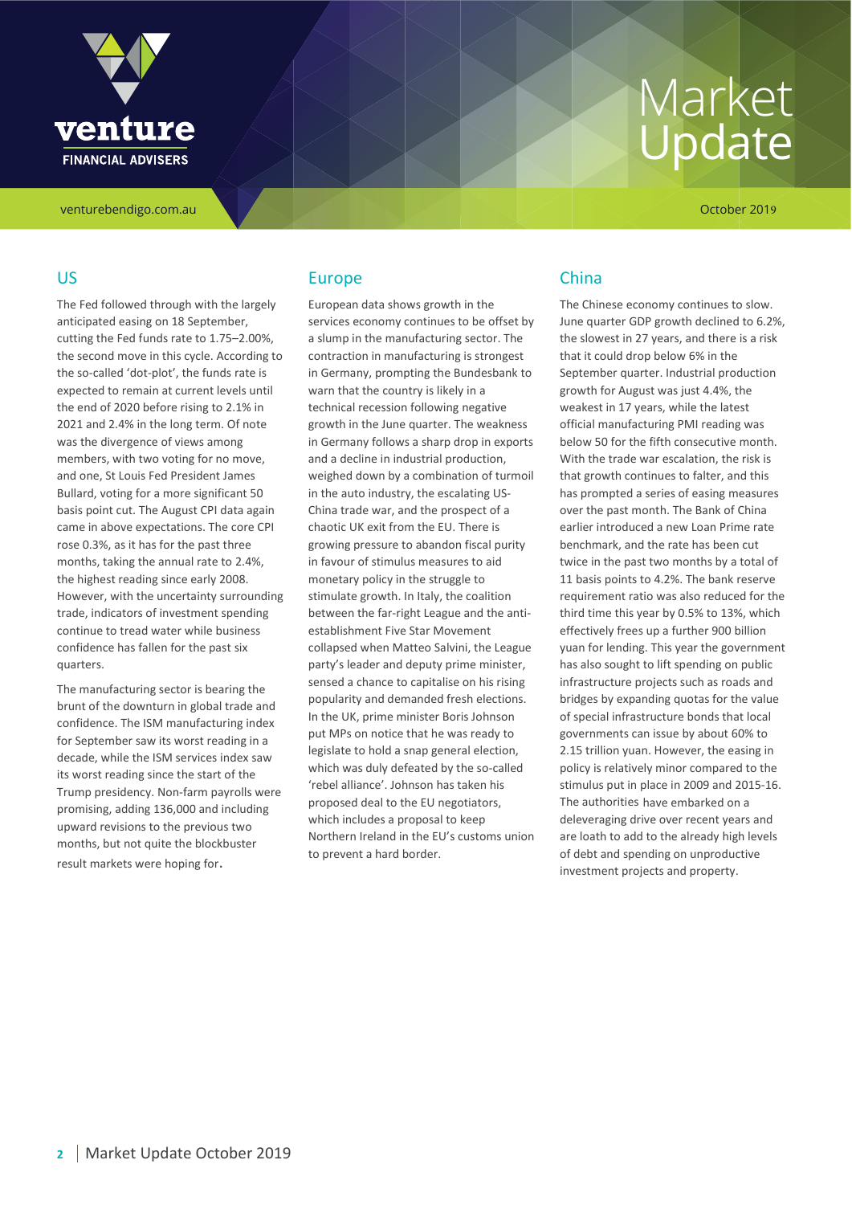# Market Update

October 2019

## US

The Fed followed through with the largely anticipated easing on 18 September, cutting the Fed funds rate to 1.75–2.00%, the second move in this cycle. According to the so-called 'dot-plot', the funds rate is expected to remain at current levels until the end of 2020 before rising to 2.1% in 2021 and 2.4% in the long term. Of note was the divergence of views among members, with two voting for no move, and one, St Louis Fed President James Bullard, voting for a more significant 50 basis point cut. The August CPI data again came in above expectations. The core CPI rose 0.3%, as it has for the past three months, taking the annual rate to 2.4%, the highest reading since early 2008. However, with the uncertainty surrounding trade, indicators of investment spending continue to tread water while business confidence has fallen for the past six quarters.

The manufacturing sector is bearing the brunt of the downturn in global trade and confidence. The ISM manufacturing index for September saw its worst reading in a decade, while the ISM services index saw its worst reading since the start of the Trump presidency. Non-farm payrolls were promising, adding 136,000 and including upward revisions to the previous two months, but not quite the blockbuster result markets were hoping for.

## Europe

European data shows growth in the services economy continues to be offset by a slump in the manufacturing sector. The contraction in manufacturing is strongest in Germany, prompting the Bundesbank to warn that the country is likely in a technical recession following negative growth in the June quarter. The weakness in Germany follows a sharp drop in exports and a decline in industrial production, weighed down by a combination of turmoil in the auto industry, the escalating US-China trade war, and the prospect of a chaotic UK exit from the EU. There is growing pressure to abandon fiscal purity in favour of stimulus measures to aid monetary policy in the struggle to stimulate growth. In Italy, the coalition between the far-right League and the anti-establishment Five Star Movement collapsed when Matteo Salvini, the League party's leader and deputy prime minister, sensed a chance to capitalise on his rising popularity and demanded fresh elections. In the UK, prime minister Boris Johnson put MPs on notice that he was ready to legislate to hold a snap general election, which was duly defeated by the so-called 'rebel alliance'. Johnson has taken his proposed deal to the EU negotiators, which includes a proposal to keep Northern Ireland in the EU's customs union to prevent a hard border.

## China

The Chinese economy continues to slow. June quarter GDP growth declined to 6.2%, the slowest in 27 years, and there is a risk that it could drop below 6% in the September quarter. Industrial production growth for August was just 4.4%, the weakest in 17 years, while the latest official manufacturing PMI reading was below 50 for the fifth consecutive month. With the trade war escalation, the risk is that growth continues to falter, and this has prompted a series of easing measures over the past month. The Bank of China earlier introduced a new Loan Prime rate benchmark, and the rate has been cut twice in the past two months by a total of 11 basis points to 4.2%. The bank reserve requirement ratio was also reduced for the third time this year by 0.5% to 13%, which effectively frees up a further 900 billion yuan for lending. This year the government has also sought to lift spending on public infrastructure projects such as roads and bridges by expanding quotas for the value of special infrastructure bonds that local governments can issue by about 60% to 2.15 trillion yuan. However, the easing in policy is relatively minor compared to the stimulus put in place in 2009 and 2015-16. The authorities have embarked on a deleveraging drive over recent years and are loath to add to the already high levels of debt and spending on unproductive investment projects and property.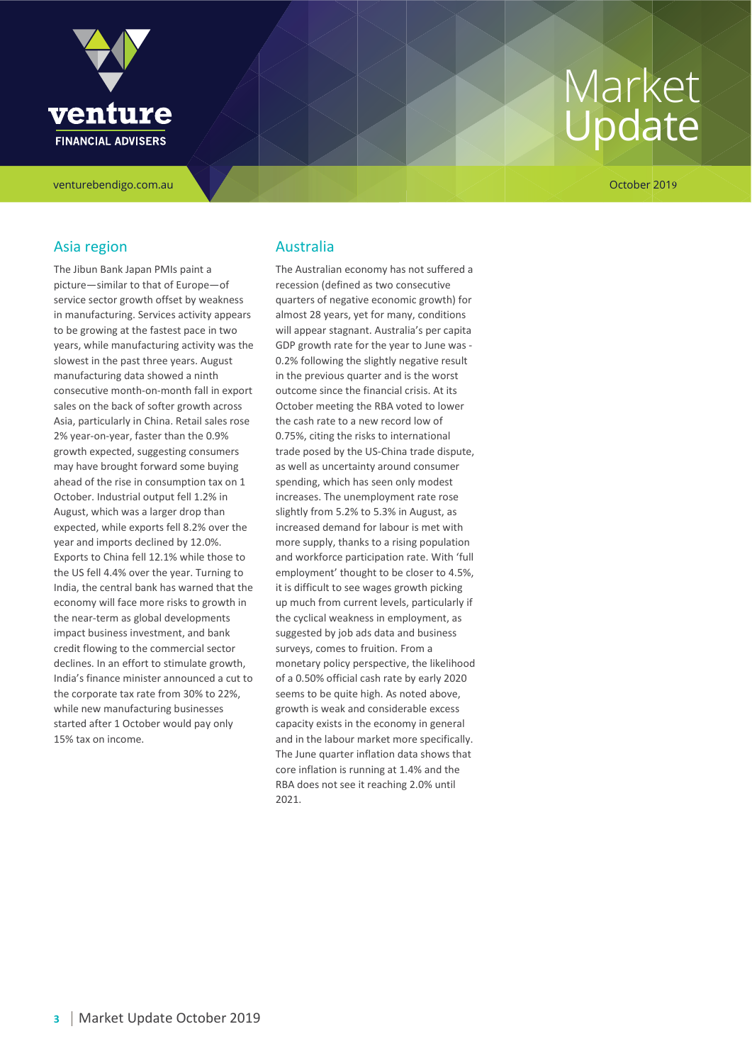## Asia region

The Jibun Bank Japan PMIs paint a picture—similar to that of Europe—of service sector growth offset by weakness in manufacturing. Services activity appears to be growing at the fastest pace in two years, while manufacturing activity was the slowest in the past three years. August manufacturing data showed a ninth consecutive month-on-month fall in export sales on the back of softer growth across Asia, particularly in China. Retail sales rose 2% year-on-year, faster than the 0.9% growth expected, suggesting consumers may have brought forward some buying ahead of the rise in consumption tax on 1 October. Industrial output fell 1.2% in August, which was a larger drop than expected, while exports fell 8.2% over the year and imports declined by 12.0%. Exports to China fell 12.1% while those to the US fell 4.4% over the year. Turning to India, the central bank has warned that the economy will face more risks to growth in the near-term as global developments impact business investment, and bank credit flowing to the commercial sector declines. In an effort to stimulate growth, India's finance minister announced a cut to the corporate tax rate from 30% to 22%, while new manufacturing businesses started after 1 October would pay only 15% tax on income.

## Australia

The Australian economy has not suffered a recession (defined as two consecutive quarters of negative economic growth) for almost 28 years, yet for many, conditions will appear stagnant. Australia's per capita GDP growth rate for the year to June was -0.2% following the slightly negative result in the previous quarter and is the worst outcome since the financial crisis. At its October meeting the RBA voted to lower the cash rate to a new record low of 0.75%, citing the risks to international trade posed by the US-China trade dispute, as well as uncertainty around consumer spending, which has seen only modest increases. The unemployment rate rose slightly from 5.2% to 5.3% in August, as increased demand for labour is met with more supply, thanks to a rising population and workforce participation rate. With 'full employment' thought to be closer to 4.5%, it is difficult to see wages growth picking up much from current levels, particularly if the cyclical weakness in employment, as suggested by job ads data and business surveys, comes to fruition. From a monetary policy perspective, the likelihood of a 0.50% official cash rate by early 2020 seems to be quite high. As noted above, growth is weak and considerable excess capacity exists in the economy in general and in the labour market more specifically. The June quarter inflation data shows that core inflation is running at 1.4% and the RBA does not see it reaching 2.0% until 2021.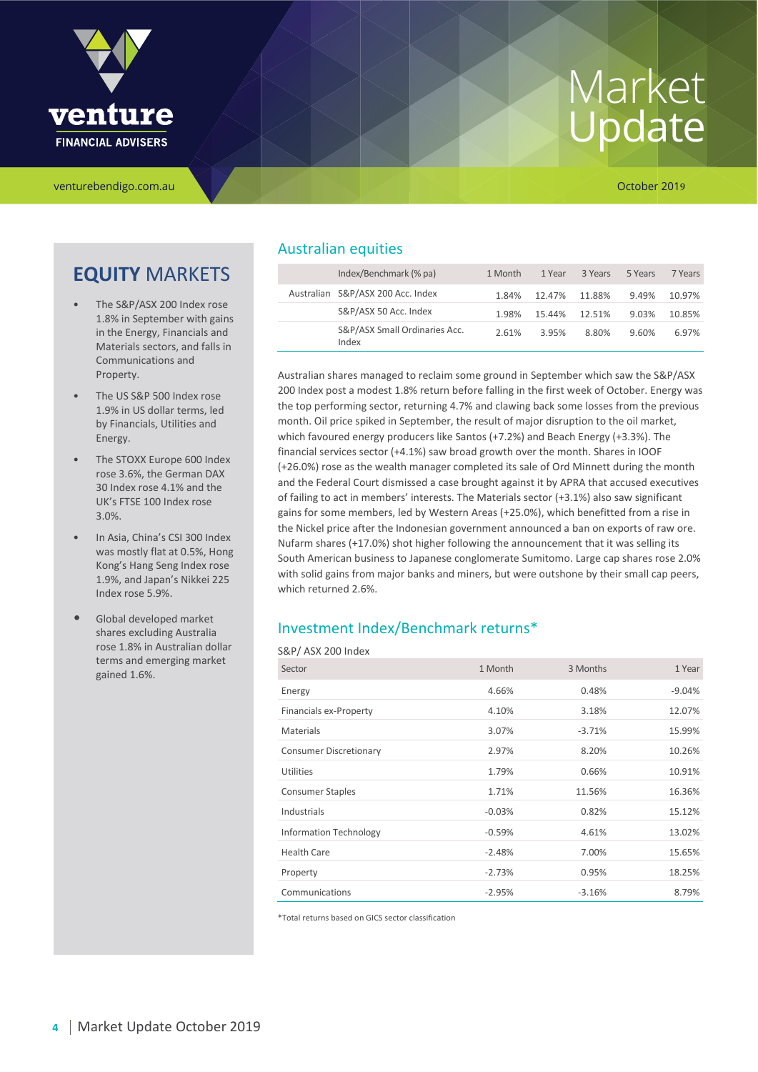venture FINANCIAL ADVISERS

# Market Update

venturebendigo.com.au

October 2019

## EQUITY MARKETS

- The S&P/ASX 200 Index rose 1.8% in September with gains in the Energy, Financials and Materials sectors, and falls in Communications and Property.
- The US S&P 500 Index rose 1.9% in US dollar terms, led by Financials, Utilities and Energy.
- The STOXX Europe 600 Index rose 3.6%, the German DAX 30 Index rose 4.1% and the UK's FTSE 100 Index rose 3.0%.
- In Asia, China's CSI 300 Index was mostly flat at 0.5%, Hong Kong's Hang Seng Index rose 1.9%, and Japan's Nikkei 225 Index rose 5.9%.
- Global developed market shares excluding Australia rose 1.8% in Australian dollar terms and emerging market gained 1.6%.

## Australian equities

| | Index/Benchmark (% pa) | 1 Month | 1 Year | 3 Years | 5 Years | 7 Years |
|---|---|---|---|---|---|---|
| Australian | S&P/ASX 200 Acc. Index | 1.84% | 12.47% | 11.88% | 9.49% | 10.97% |
| | S&P/ASX 50 Acc. Index | 1.98% | 15.44% | 12.51% | 9.03% | 10.85% |
| | S&P/ASX Small Ordinaries Acc. Index | 2.61% | 3.95% | 8.80% | 9.60% | 6.97% |

Australian shares managed to reclaim some ground in September which saw the S&P/ASX 200 Index post a modest 1.8% return before falling in the first week of October. Energy was the top performing sector, returning 4.7% and clawing back some losses from the previous month. Oil price spiked in September, the result of major disruption to the oil market, which favoured energy producers like Santos (+7.2%) and Beach Energy (+3.3%). The financial services sector (+4.1%) saw broad growth over the month. Shares in IOOF (+26.0%) rose as the wealth manager completed its sale of Ord Minnett during the month and the Federal Court dismissed a case brought against it by APRA that accused executives of failing to act in members' interests. The Materials sector (+3.1%) also saw significant gains for some members, led by Western Areas (+25.0%), which benefitted from a rise in the Nickel price after the Indonesian government announced a ban on exports of raw ore. Nufarm shares (+17.0%) shot higher following the announcement that it was selling its South American business to Japanese conglomerate Sumitomo. Large cap shares rose 2.0% with solid gains from major banks and miners, but were outshone by their small cap peers, which returned 2.6%.

## Investment Index/Benchmark returns*

S&P/ ASX 200 Index

| Sector | 1 Month | 3 Months | 1 Year |
|---|---|---|---|
| Energy | 4.66% | 0.48% | -9.04% |
| Financials ex-Property | 4.10% | 3.18% | 12.07% |
| Materials | 3.07% | -3.71% | 15.99% |
| Consumer Discretionary | 2.97% | 8.20% | 10.26% |
| Utilities | 1.79% | 0.66% | 10.91% |
| Consumer Staples | 1.71% | 11.56% | 16.36% |
| Industrials | -0.03% | 0.82% | 15.12% |
| Information Technology | -0.59% | 4.61% | 13.02% |
| Health Care | -2.48% | 7.00% | 15.65% |
| Property | -2.73% | 0.95% | 18.25% |
| Communications | -2.95% | -3.16% | 8.79% |

*Total returns based on GICS sector classification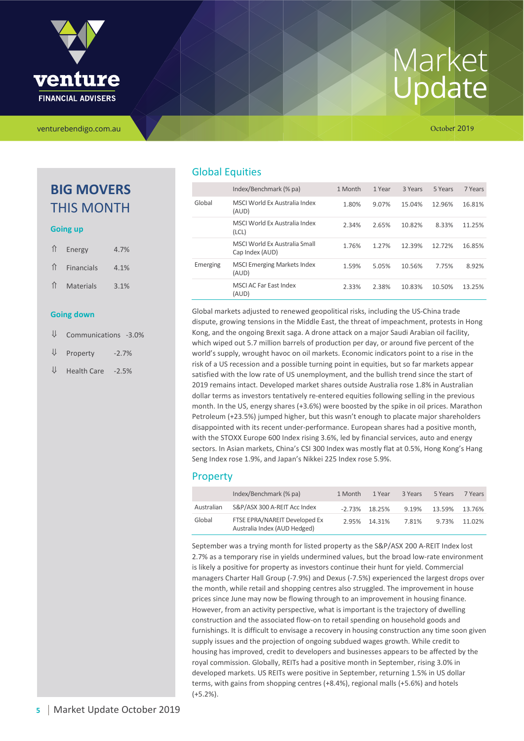## BIG MOVERS THIS MONTH

### Going up

| | | |
|---|---|---|
| ⇑ | Energy | 4.7% |
| ⇑ | Financials | 4.1% |
| ⇑ | Materials | 3.1% |

### Going down

| | | |
|---|---|---|
| ⇓ | Communications | -3.0% |
| ⇓ | Property | -2.7% |
| ⇓ | Health Care | -2.5% |

## Global Equities

| | Index/Benchmark (% pa) | 1 Month | 1 Year | 3 Years | 5 Years | 7 Years |
|---|---|---|---|---|---|---|
| Global | MSCI World Ex Australia Index (AUD) | 1.80% | 9.07% | 15.04% | 12.96% | 16.81% |
| | MSCI World Ex Australia Index (LCL) | 2.34% | 2.65% | 10.82% | 8.33% | 11.25% |
| | MSCI World Ex Australia Small Cap Index (AUD) | 1.76% | 1.27% | 12.39% | 12.72% | 16.85% |
| Emerging | MSCI Emerging Markets Index (AUD) | 1.59% | 5.05% | 10.56% | 7.75% | 8.92% |
| | MSCI AC Far East Index (AUD) | 2.33% | 2.38% | 10.83% | 10.50% | 13.25% |

Global markets adjusted to renewed geopolitical risks, including the US-China trade dispute, growing tensions in the Middle East, the threat of impeachment, protests in Hong Kong, and the ongoing Brexit saga. A drone attack on a major Saudi Arabian oil facility, which wiped out 5.7 million barrels of production per day, or around five percent of the world's supply, wrought havoc on oil markets. Economic indicators point to a rise in the risk of a US recession and a possible turning point in equities, but so far markets appear satisfied with the low rate of US unemployment, and the bullish trend since the start of 2019 remains intact. Developed market shares outside Australia rose 1.8% in Australian dollar terms as investors tentatively re-entered equities following selling in the previous month. In the US, energy shares (+3.6%) were boosted by the spike in oil prices. Marathon Petroleum (+23.5%) jumped higher, but this wasn't enough to placate major shareholders disappointed with its recent under-performance. European shares had a positive month, with the STOXX Europe 600 Index rising 3.6%, led by financial services, auto and energy sectors. In Asian markets, China's CSI 300 Index was mostly flat at 0.5%, Hong Kong's Hang Seng Index rose 1.9%, and Japan's Nikkei 225 Index rose 5.9%.

## Property

| | Index/Benchmark (% pa) | 1 Month | 1 Year | 3 Years | 5 Years | 7 Years |
|---|---|---|---|---|---|---|
| Australian | S&P/ASX 300 A-REIT Acc Index | -2.73% | 18.25% | 9.19% | 13.59% | 13.76% |
| Global | FTSE EPRA/NAREIT Developed Ex Australia Index (AUD Hedged) | 2.95% | 14.31% | 7.81% | 9.73% | 11.02% |

September was a trying month for listed property as the S&P/ASX 200 A-REIT Index lost 2.7% as a temporary rise in yields undermined values, but the broad low-rate environment is likely a positive for property as investors continue their hunt for yield. Commercial managers Charter Hall Group (-7.9%) and Dexus (-7.5%) experienced the largest drops over the month, while retail and shopping centres also struggled. The improvement in house prices since June may now be flowing through to an improvement in housing finance. However, from an activity perspective, what is important is the trajectory of dwelling construction and the associated flow-on to retail spending on household goods and furnishings. It is difficult to envisage a recovery in housing construction any time soon given supply issues and the projection of ongoing subdued wages growth. While credit to housing has improved, credit to developers and businesses appears to be affected by the royal commission. Globally, REITs had a positive month in September, rising 3.0% in developed markets. US REITs were positive in September, returning 1.5% in US dollar terms, with gains from shopping centres (+8.4%), regional malls (+5.6%) and hotels (+5.2%).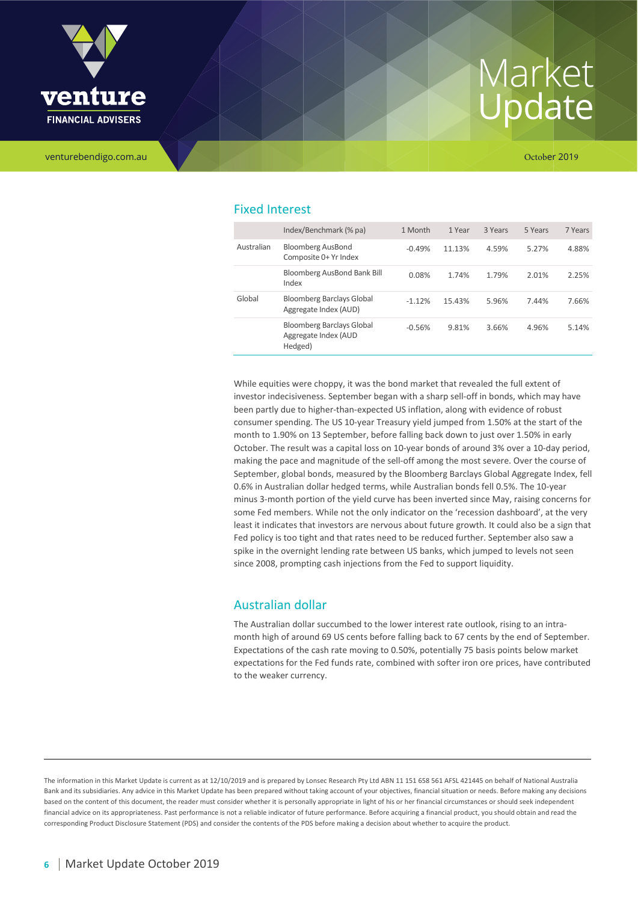## Fixed Interest

| | Index/Benchmark (% pa) | 1 Month | 1 Year | 3 Years | 5 Years | 7 Years |
|---|---|---|---|---|---|---|
| Australian | Bloomberg AusBond Composite 0+ Yr Index | -0.49% | 11.13% | 4.59% | 5.27% | 4.88% |
| | Bloomberg AusBond Bank Bill Index | 0.08% | 1.74% | 1.79% | 2.01% | 2.25% |
| Global | Bloomberg Barclays Global Aggregate Index (AUD) | -1.12% | 15.43% | 5.96% | 7.44% | 7.66% |
| | Bloomberg Barclays Global Aggregate Index (AUD Hedged) | -0.56% | 9.81% | 3.66% | 4.96% | 5.14% |

While equities were choppy, it was the bond market that revealed the full extent of investor indecisiveness. September began with a sharp sell-off in bonds, which may have been partly due to higher-than-expected US inflation, along with evidence of robust consumer spending. The US 10-year Treasury yield jumped from 1.50% at the start of the month to 1.90% on 13 September, before falling back down to just over 1.50% in early October. The result was a capital loss on 10-year bonds of around 3% over a 10-day period, making the pace and magnitude of the sell-off among the most severe. Over the course of September, global bonds, measured by the Bloomberg Barclays Global Aggregate Index, fell 0.6% in Australian dollar hedged terms, while Australian bonds fell 0.5%. The 10-year minus 3-month portion of the yield curve has been inverted since May, raising concerns for some Fed members. While not the only indicator on the 'recession dashboard', at the very least it indicates that investors are nervous about future growth. It could also be a sign that Fed policy is too tight and that rates need to be reduced further. September also saw a spike in the overnight lending rate between US banks, which jumped to levels not seen since 2008, prompting cash injections from the Fed to support liquidity.

## Australian dollar

The Australian dollar succumbed to the lower interest rate outlook, rising to an intra-month high of around 69 US cents before falling back to 67 cents by the end of September. Expectations of the cash rate moving to 0.50%, potentially 75 basis points below market expectations for the Fed funds rate, combined with softer iron ore prices, have contributed to the weaker currency.

---

The information in this Market Update is current as at 12/10/2019 and is prepared by Lonsec Research Pty Ltd ABN 11 151 658 561 AFSL 421445 on behalf of National Australia Bank and its subsidiaries. Any advice in this Market Update has been prepared without taking account of your objectives, financial situation or needs. Before making any decisions based on the content of this document, the reader must consider whether it is personally appropriate in light of his or her financial circumstances or should seek independent financial advice on its appropriateness. Past performance is not a reliable indicator of future performance. Before acquiring a financial product, you should obtain and read the corresponding Product Disclosure Statement (PDS) and consider the contents of the PDS before making a decision about whether to acquire the product.